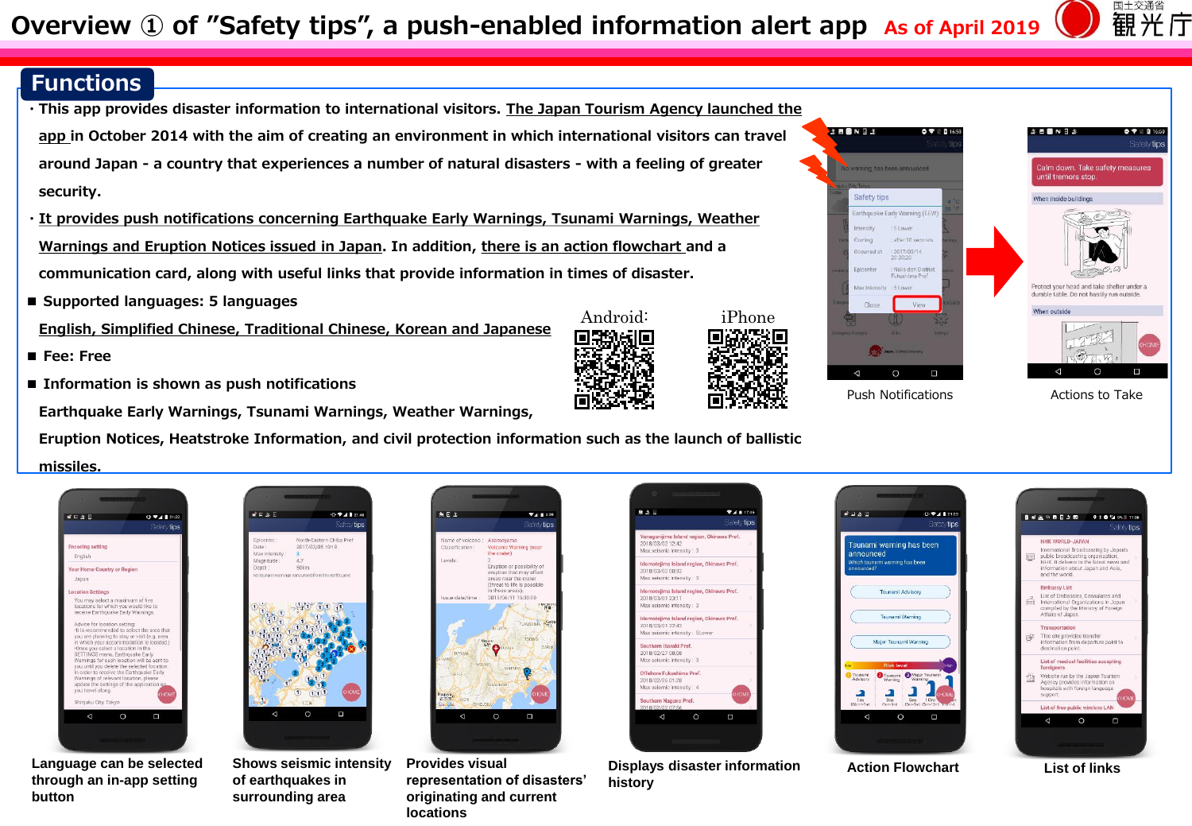# Overview ① of "Safety tips", a push-enabled information alert app

As of April 2019

国土交通省 観光庁

## Functions

・This app provides disaster information to international visitors. The Japan Tourism Agency launched the app in October 2014 with the aim of creating an environment in which international visitors can travel around Japan - a country that experiences a number of natural disasters - with a feeling of greater security.

・It provides push notifications concerning Earthquake Early Warnings, Tsunami Warnings, Weather Warnings and Eruption Notices issued in Japan. In addition, there is an action flowchart and a communication card, along with useful links that provide information in times of disaster.

■ Supported languages: 5 languages

English, Simplified Chinese, Traditional Chinese, Korean and Japanese

■ Fee: Free

■ Information is shown as push notifications

Earthquake Early Warnings, Tsunami Warnings, Weather Warnings, Eruption Notices, Heatstroke Information, and civil protection information such as the launch of ballistic missiles.

Android:

iPhone

Push Notifications

Actions to Take

Language can be selected through an in-app setting button

Shows seismic intensity of earthquakes in surrounding area

Provides visual representation of disasters' originating and current locations

Displays disaster information history

Action Flowchart

List of links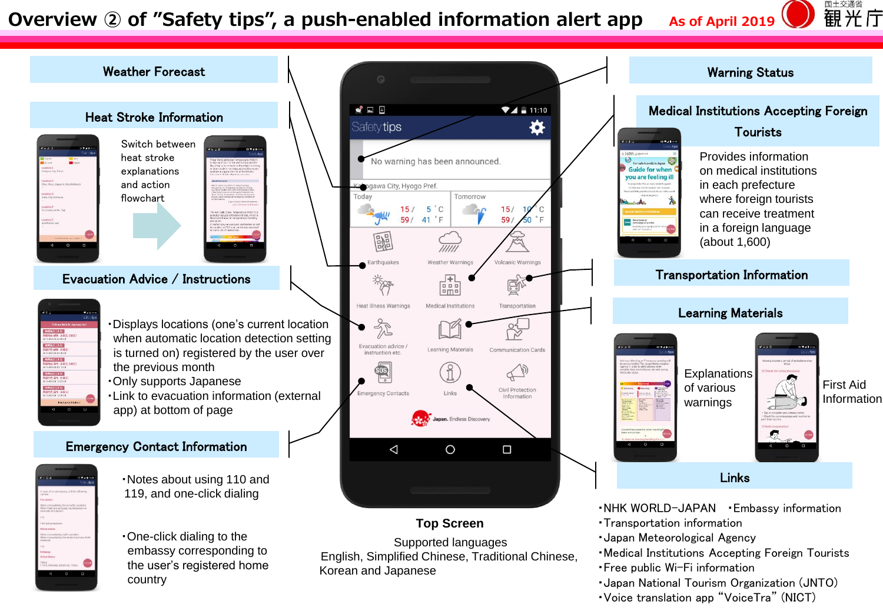# Overview ② of "Safety tips", a push-enabled information alert app

As of April 2019

国土交通省 観光庁

## Weather Forecast

## Heat Stroke Information

Switch between heat stroke explanations and action flowchart

## Evacuation Advice / Instructions

- Displays locations (one's current location when automatic location detection setting is turned on) registered by the user over the previous month
- Only supports Japanese
- Link to evacuation information (external app) at bottom of page

## Emergency Contact Information

- Notes about using 110 and 119, and one-click dialing
- One-click dialing to the embassy corresponding to the user's registered home country

## Top Screen

Safety tips

No warning has been announced.

Kakogawa City, Hyogo Pref.

Today 15 / 5 °C 59 / 41 °F

Tomorrow 15 / 10 °C 59 / 50 °F

Earthquakes, Weather Warnings, Volcanic Warnings, Heat Illness Warnings, Medical Institutions, Transportation, Evacuation advice / instruction etc., Learning Materials, Communication Cards, Emergency Contacts, Links, Civil Protection Information

Japan. Endless Discovery.

Supported languages

English, Simplified Chinese, Traditional Chinese, Korean and Japanese

## Warning Status

## Medical Institutions Accepting Foreign Tourists

Provides information on medical institutions in each prefecture where foreign tourists can receive treatment in a foreign language (about 1,600)

## Transportation Information

## Learning Materials

Explanations of various warnings

First Aid Information

## Links

- NHK WORLD-JAPAN
- Embassy information
- Transportation information
- Japan Meteorological Agency
- Medical Institutions Accepting Foreign Tourists
- Free public Wi-Fi information
- Japan National Tourism Organization (JNTO)
- Voice translation app "VoiceTra" (NICT)